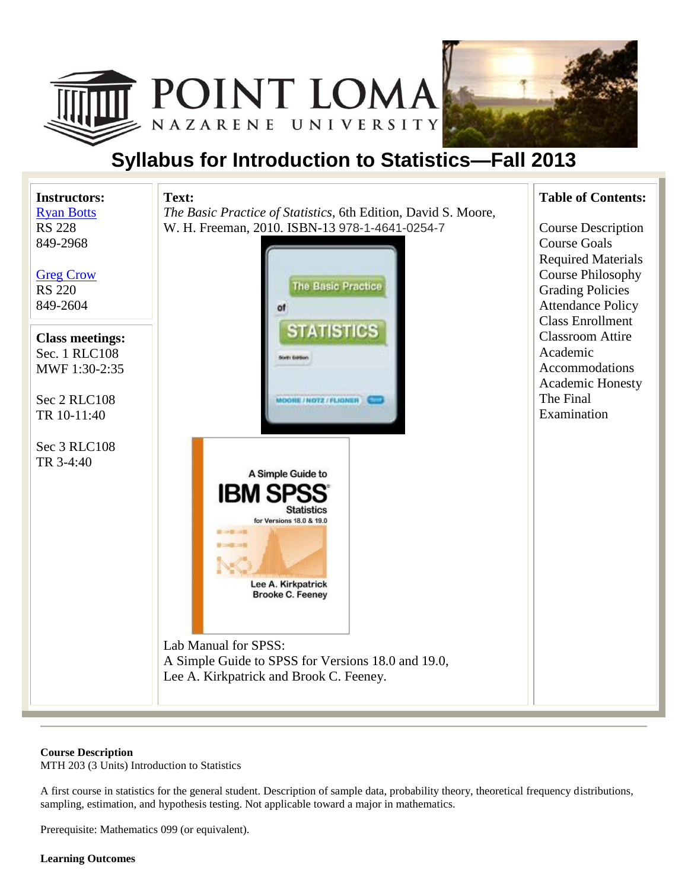# Syllabus for Introduction to Statistics—Fall 2013

**Instructors:**
Ryan Botts
RS 228
849-2968

Greg Crow
RS 220
849-2604

**Class meetings:**
Sec. 1 RLC108
MWF 1:30-2:35

Sec 2 RLC108
TR 10-11:40

Sec 3 RLC108
TR 3-4:40

**Text:**
*The Basic Practice of Statistics*, 6th Edition, David S. Moore, W. H. Freeman, 2010. ISBN-13 978-1-4641-0254-7

Lab Manual for SPSS:
A Simple Guide to SPSS for Versions 18.0 and 19.0, Lee A. Kirkpatrick and Brook C. Feeney.

**Table of Contents:**

- Course Description
- Course Goals
- Required Materials
- Course Philosophy
- Grading Policies
- Attendance Policy
- Class Enrollment
- Classroom Attire
- Academic Accommodations
- Academic Honesty
- The Final Examination

---

**Course Description**
MTH 203 (3 Units) Introduction to Statistics

A first course in statistics for the general student. Description of sample data, probability theory, theoretical frequency distributions, sampling, estimation, and hypothesis testing. Not applicable toward a major in mathematics.

Prerequisite: Mathematics 099 (or equivalent).

**Learning Outcomes**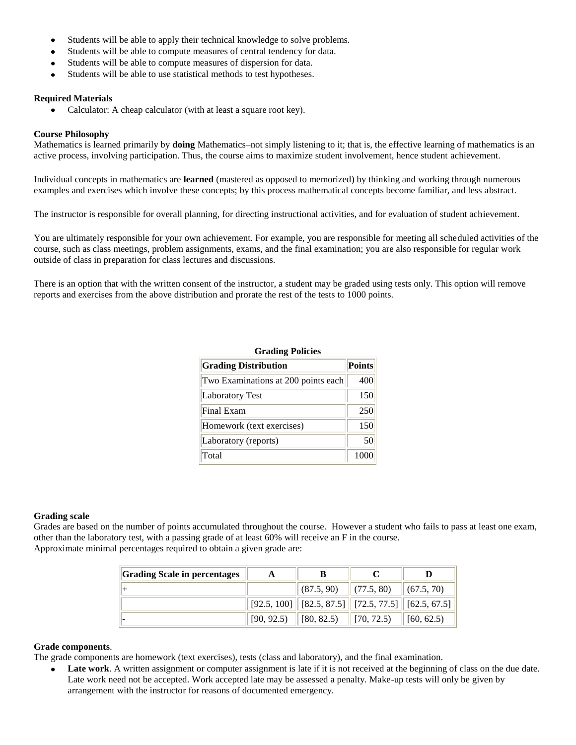- Students will be able to apply their technical knowledge to solve problems.
- Students will be able to compute measures of central tendency for data.
- Students will be able to compute measures of dispersion for data.
- Students will be able to use statistical methods to test hypotheses.

**Required Materials**

- Calculator: A cheap calculator (with at least a square root key).

**Course Philosophy**

Mathematics is learned primarily by **doing** Mathematics–not simply listening to it; that is, the effective learning of mathematics is an active process, involving participation. Thus, the course aims to maximize student involvement, hence student achievement.

Individual concepts in mathematics are **learned** (mastered as opposed to memorized) by thinking and working through numerous examples and exercises which involve these concepts; by this process mathematical concepts become familiar, and less abstract.

The instructor is responsible for overall planning, for directing instructional activities, and for evaluation of student achievement.

You are ultimately responsible for your own achievement. For example, you are responsible for meeting all scheduled activities of the course, such as class meetings, problem assignments, exams, and the final examination; you are also responsible for regular work outside of class in preparation for class lectures and discussions.

There is an option that with the written consent of the instructor, a student may be graded using tests only. This option will remove reports and exercises from the above distribution and prorate the rest of the tests to 1000 points.

**Grading Policies**

| Grading Distribution | Points |
|---|---|
| Two Examinations at 200 points each | 400 |
| Laboratory Test | 150 |
| Final Exam | 250 |
| Homework (text exercises) | 150 |
| Laboratory (reports) | 50 |
| Total | 1000 |

**Grading scale**

Grades are based on the number of points accumulated throughout the course. However a student who fails to pass at least one exam, other than the laboratory test, with a passing grade of at least 60% will receive an F in the course.
Approximate minimal percentages required to obtain a given grade are:

| Grading Scale in percentages | A | B | C | D |
|---|---|---|---|---|
| + | | (87.5, 90) | (77.5, 80) | (67.5, 70) |
| | [92.5, 100] | [82.5, 87.5] | [72.5, 77.5] | [62.5, 67.5] |
| - | [90, 92.5) | [80, 82.5) | [70, 72.5) | [60, 62.5) |

**Grade components**.

The grade components are homework (text exercises), tests (class and laboratory), and the final examination.

- **Late work**. A written assignment or computer assignment is late if it is not received at the beginning of class on the due date. Late work need not be accepted. Work accepted late may be assessed a penalty. Make-up tests will only be given by arrangement with the instructor for reasons of documented emergency.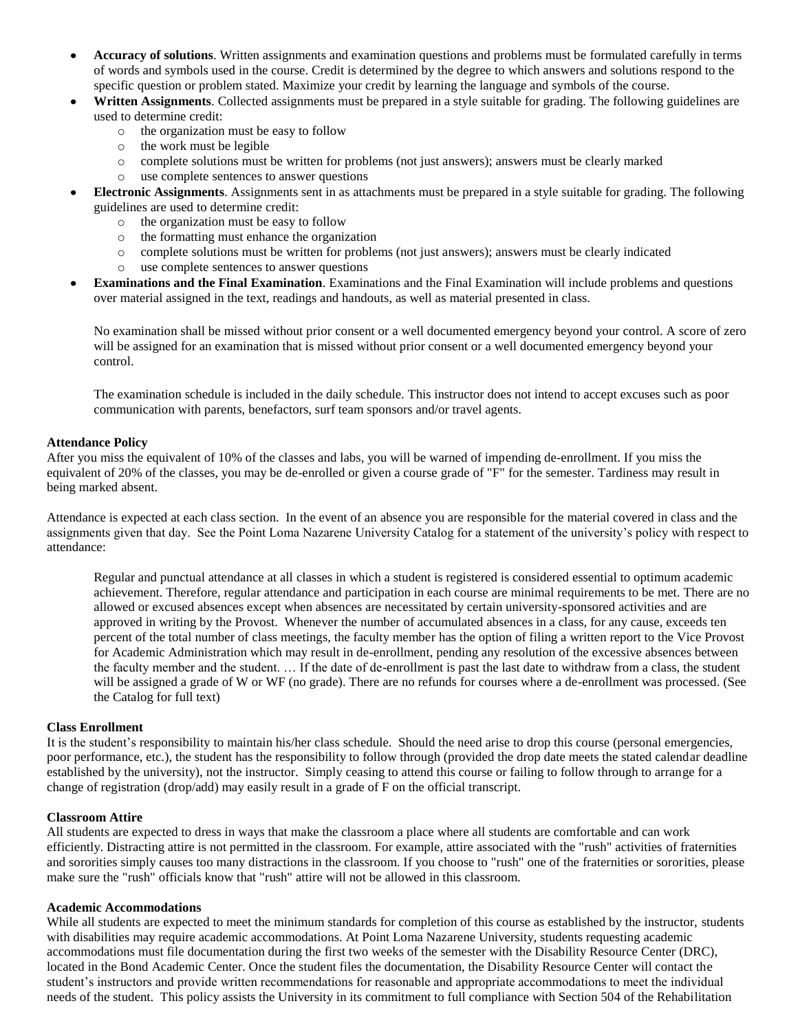- **Accuracy of solutions**. Written assignments and examination questions and problems must be formulated carefully in terms of words and symbols used in the course. Credit is determined by the degree to which answers and solutions respond to the specific question or problem stated. Maximize your credit by learning the language and symbols of the course.
- **Written Assignments**. Collected assignments must be prepared in a style suitable for grading. The following guidelines are used to determine credit:
  - the organization must be easy to follow
  - the work must be legible
  - complete solutions must be written for problems (not just answers); answers must be clearly marked
  - use complete sentences to answer questions
- **Electronic Assignments**. Assignments sent in as attachments must be prepared in a style suitable for grading. The following guidelines are used to determine credit:
  - the organization must be easy to follow
  - the formatting must enhance the organization
  - complete solutions must be written for problems (not just answers); answers must be clearly indicated
  - use complete sentences to answer questions
- **Examinations and the Final Examination**. Examinations and the Final Examination will include problems and questions over material assigned in the text, readings and handouts, as well as material presented in class.

  No examination shall be missed without prior consent or a well documented emergency beyond your control. A score of zero will be assigned for an examination that is missed without prior consent or a well documented emergency beyond your control.

  The examination schedule is included in the daily schedule. This instructor does not intend to accept excuses such as poor communication with parents, benefactors, surf team sponsors and/or travel agents.

**Attendance Policy**

After you miss the equivalent of 10% of the classes and labs, you will be warned of impending de-enrollment. If you miss the equivalent of 20% of the classes, you may be de-enrolled or given a course grade of "F" for the semester. Tardiness may result in being marked absent.

Attendance is expected at each class section. In the event of an absence you are responsible for the material covered in class and the assignments given that day. See the Point Loma Nazarene University Catalog for a statement of the university's policy with respect to attendance:

> Regular and punctual attendance at all classes in which a student is registered is considered essential to optimum academic achievement. Therefore, regular attendance and participation in each course are minimal requirements to be met. There are no allowed or excused absences except when absences are necessitated by certain university-sponsored activities and are approved in writing by the Provost. Whenever the number of accumulated absences in a class, for any cause, exceeds ten percent of the total number of class meetings, the faculty member has the option of filing a written report to the Vice Provost for Academic Administration which may result in de-enrollment, pending any resolution of the excessive absences between the faculty member and the student. … If the date of de-enrollment is past the last date to withdraw from a class, the student will be assigned a grade of W or WF (no grade). There are no refunds for courses where a de-enrollment was processed. (See the Catalog for full text)

**Class Enrollment**

It is the student's responsibility to maintain his/her class schedule. Should the need arise to drop this course (personal emergencies, poor performance, etc.), the student has the responsibility to follow through (provided the drop date meets the stated calendar deadline established by the university), not the instructor. Simply ceasing to attend this course or failing to follow through to arrange for a change of registration (drop/add) may easily result in a grade of F on the official transcript.

**Classroom Attire**

All students are expected to dress in ways that make the classroom a place where all students are comfortable and can work efficiently. Distracting attire is not permitted in the classroom. For example, attire associated with the "rush" activities of fraternities and sororities simply causes too many distractions in the classroom. If you choose to "rush" one of the fraternities or sororities, please make sure the "rush" officials know that "rush" attire will not be allowed in this classroom.

**Academic Accommodations**

While all students are expected to meet the minimum standards for completion of this course as established by the instructor, students with disabilities may require academic accommodations. At Point Loma Nazarene University, students requesting academic accommodations must file documentation during the first two weeks of the semester with the Disability Resource Center (DRC), located in the Bond Academic Center. Once the student files the documentation, the Disability Resource Center will contact the student's instructors and provide written recommendations for reasonable and appropriate accommodations to meet the individual needs of the student. This policy assists the University in its commitment to full compliance with Section 504 of the Rehabilitation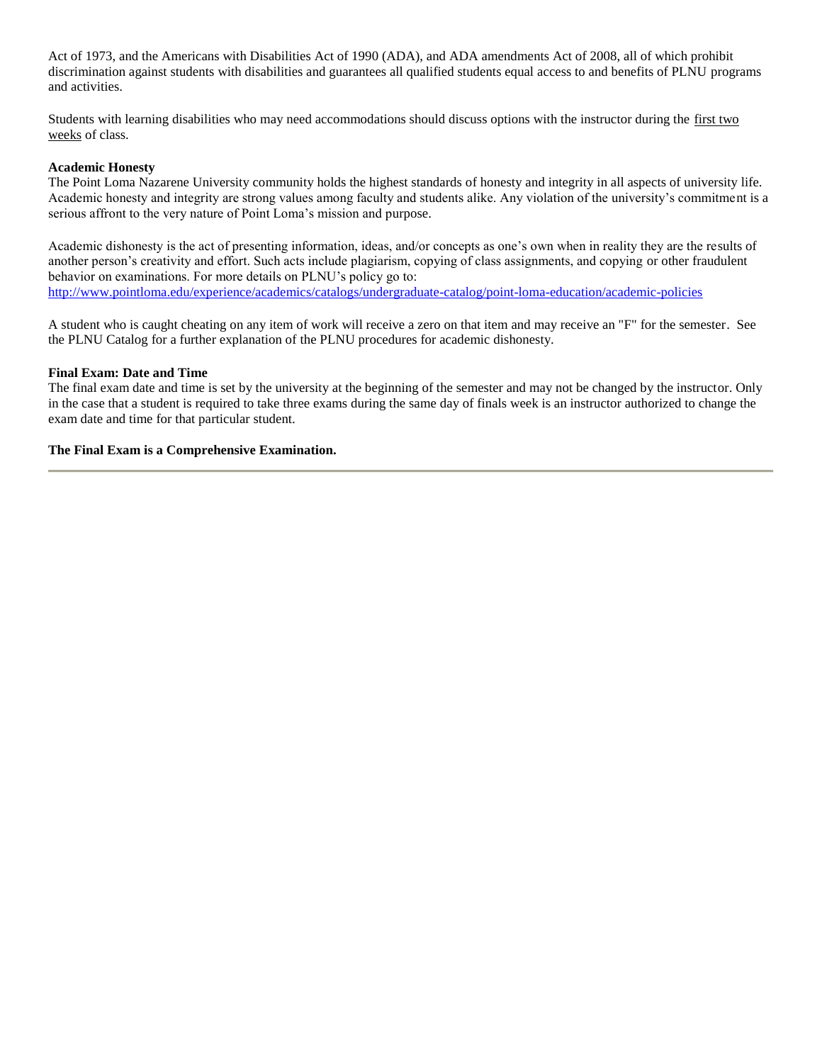Act of 1973, and the Americans with Disabilities Act of 1990 (ADA), and ADA amendments Act of 2008, all of which prohibit discrimination against students with disabilities and guarantees all qualified students equal access to and benefits of PLNU programs and activities.

Students with learning disabilities who may need accommodations should discuss options with the instructor during the first two weeks of class.

**Academic Honesty**

The Point Loma Nazarene University community holds the highest standards of honesty and integrity in all aspects of university life. Academic honesty and integrity are strong values among faculty and students alike. Any violation of the university's commitment is a serious affront to the very nature of Point Loma's mission and purpose.

Academic dishonesty is the act of presenting information, ideas, and/or concepts as one's own when in reality they are the results of another person's creativity and effort. Such acts include plagiarism, copying of class assignments, and copying or other fraudulent behavior on examinations. For more details on PLNU's policy go to:
http://www.pointloma.edu/experience/academics/catalogs/undergraduate-catalog/point-loma-education/academic-policies

A student who is caught cheating on any item of work will receive a zero on that item and may receive an "F" for the semester. See the PLNU Catalog for a further explanation of the PLNU procedures for academic dishonesty.

**Final Exam: Date and Time**

The final exam date and time is set by the university at the beginning of the semester and may not be changed by the instructor. Only in the case that a student is required to take three exams during the same day of finals week is an instructor authorized to change the exam date and time for that particular student.

**The Final Exam is a Comprehensive Examination.**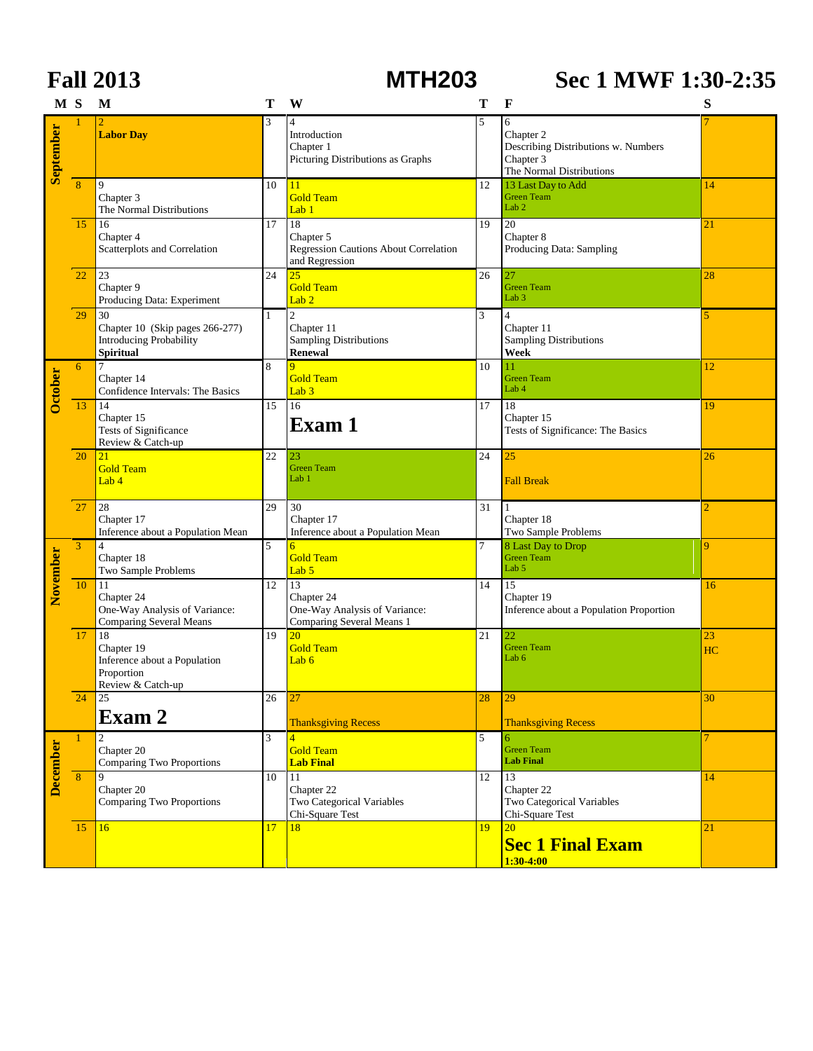# Fall 2013 MTH203 Sec 1 MWF 1:30-2:35

| Month | S | M | T | W | T | F | S |
|---|---|---|---|---|---|---|---|
| September | 1 | 2 **Labor Day** | 3 | 4 Introduction Chapter 1 Picturing Distributions as Graphs | 5 | 6 Chapter 2 Describing Distributions w. Numbers Chapter 3 The Normal Distributions | 7 |
| | 8 | 9 Chapter 3 The Normal Distributions | 10 | 11 Gold Team Lab 1 | 12 | 13 Last Day to Add Green Team Lab 2 | 14 |
| | 15 | 16 Chapter 4 Scatterplots and Correlation | 17 | 18 Chapter 5 Regression Cautions About Correlation and Regression | 19 | 20 Chapter 8 Producing Data: Sampling | 21 |
| | 22 | 23 Chapter 9 Producing Data: Experiment | 24 | 25 Gold Team Lab 2 | 26 | 27 Green Team Lab 3 | 28 |
| | 29 | 30 Chapter 10 (Skip pages 266-277) Introducing Probability **Spiritual** | 1 | 2 Chapter 11 Sampling Distributions **Renewal** | 3 | 4 Chapter 11 Sampling Distributions **Week** | 5 |
| October | 6 | 7 Chapter 14 Confidence Intervals: The Basics | 8 | 9 Gold Team Lab 3 | 10 | 11 Green Team Lab 4 | 12 |
| | 13 | 14 Chapter 15 Tests of Significance Review & Catch-up | 15 | 16 **Exam 1** | 17 | 18 Chapter 15 Tests of Significance: The Basics | 19 |
| | 20 | 21 Gold Team Lab 4 | 22 | 23 Green Team Lab 1 | 24 | 25 Fall Break | 26 |
| | 27 | 28 Chapter 17 Inference about a Population Mean | 29 | 30 Chapter 17 Inference about a Population Mean | 31 | 1 Chapter 18 Two Sample Problems | 2 |
| November | 3 | 4 Chapter 18 Two Sample Problems | 5 | 6 Gold Team Lab 5 | 7 | 8 Last Day to Drop Green Team Lab 5 | 9 |
| | 10 | 11 Chapter 24 One-Way Analysis of Variance: Comparing Several Means | 12 | 13 Chapter 24 One-Way Analysis of Variance: Comparing Several Means 1 | 14 | 15 Chapter 19 Inference about a Population Proportion | 16 |
| | 17 | 18 Chapter 19 Inference about a Population Proportion Review & Catch-up | 19 | 20 Gold Team Lab 6 | 21 | 22 Green Team Lab 6 | 23 HC |
| | 24 | 25 **Exam 2** | 26 | 27 Thanksgiving Recess | 28 | 29 Thanksgiving Recess | 30 |
| December | 1 | 2 Chapter 20 Comparing Two Proportions | 3 | 4 Gold Team **Lab Final** | 5 | 6 Green Team **Lab Final** | 7 |
| | 8 | 9 Chapter 20 Comparing Two Proportions | 10 | 11 Chapter 22 Two Categorical Variables Chi-Square Test | 12 | 13 Chapter 22 Two Categorical Variables Chi-Square Test | 14 |
| | 15 | 16 | 17 | 18 | 19 | 20 **Sec 1 Final Exam 1:30-4:00** | 21 |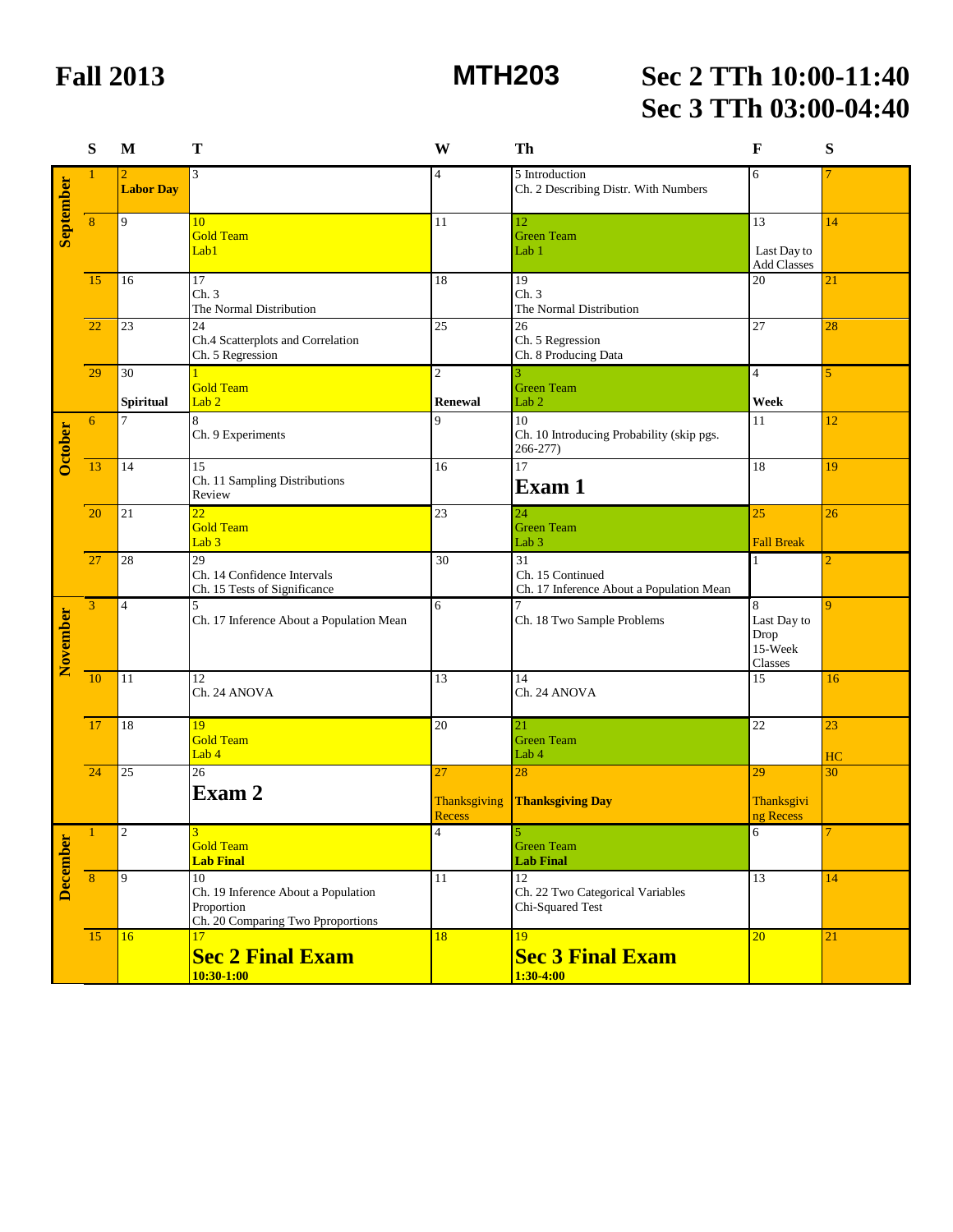# Fall 2013 — MTH203 — Sec 2 TTh 10:00-11:40 / Sec 3 TTh 03:00-04:40

| | S | M | T | W | Th | F | S |
|---|---|---|---|---|---|---|---|
| September | 1 | 2 **Labor Day** | 3 | 4 | 5 Introduction<br>Ch. 2 Describing Distr. With Numbers | 6 | 7 |
| | 8 | 9 | 10<br>Gold Team<br>Lab1 | 11 | 12<br>Green Team<br>Lab 1 | 13<br>Last Day to Add Classes | 14 |
| | 15 | 16 | 17<br>Ch. 3<br>The Normal Distribution | 18 | 19<br>Ch. 3<br>The Normal Distribution | 20 | 21 |
| | 22 | 23 | 24<br>Ch.4 Scatterplots and Correlation<br>Ch. 5 Regression | 25 | 26<br>Ch. 5 Regression<br>Ch. 8 Producing Data | 27 | 28 |
| | 29 | 30<br>**Spiritual** | 1<br>Gold Team<br>Lab 2 | 2<br>**Renewal** | 3<br>Green Team<br>Lab 2 | 4<br>**Week** | 5 |
| October | 6 | 7 | 8<br>Ch. 9 Experiments | 9 | 10<br>Ch. 10 Introducing Probability (skip pgs. 266-277) | 11 | 12 |
| | 13 | 14 | 15<br>Ch. 11 Sampling Distributions<br>Review | 16 | 17<br>**Exam 1** | 18 | 19 |
| | 20 | 21 | 22<br>Gold Team<br>Lab 3 | 23 | 24<br>Green Team<br>Lab 3 | 25<br>Fall Break | 26 |
| | 27 | 28 | 29<br>Ch. 14 Confidence Intervals<br>Ch. 15 Tests of Significance | 30 | 31<br>Ch. 15 Continued<br>Ch. 17 Inference About a Population Mean | 1 | 2 |
| November | 3 | 4 | 5<br>Ch. 17 Inference About a Population Mean | 6 | 7<br>Ch. 18 Two Sample Problems | 8<br>Last Day to Drop 15-Week Classes | 9 |
| | 10 | 11 | 12<br>Ch. 24 ANOVA | 13 | 14<br>Ch. 24 ANOVA | 15 | 16 |
| | 17 | 18 | 19<br>Gold Team<br>Lab 4 | 20 | 21<br>Green Team<br>Lab 4 | 22 | 23<br>HC |
| | 24 | 25 | 26<br>**Exam 2** | 27<br>Thanksgiving Recess | 28<br>**Thanksgiving Day** | 29<br>Thanksgiving Recess | 30 |
| December | 1 | 2 | 3<br>Gold Team<br>**Lab Final** | 4 | 5<br>Green Team<br>**Lab Final** | 6 | 7 |
| | 8 | 9 | 10<br>Ch. 19 Inference About a Population Proportion<br>Ch. 20 Comparing Two Pproportions | 11 | 12<br>Ch. 22 Two Categorical Variables<br>Chi-Squared Test | 13 | 14 |
| | 15 | 16 | 17<br>**Sec 2 Final Exam**<br>**10:30-1:00** | 18 | 19<br>**Sec 3 Final Exam**<br>**1:30-4:00** | 20 | 21 |